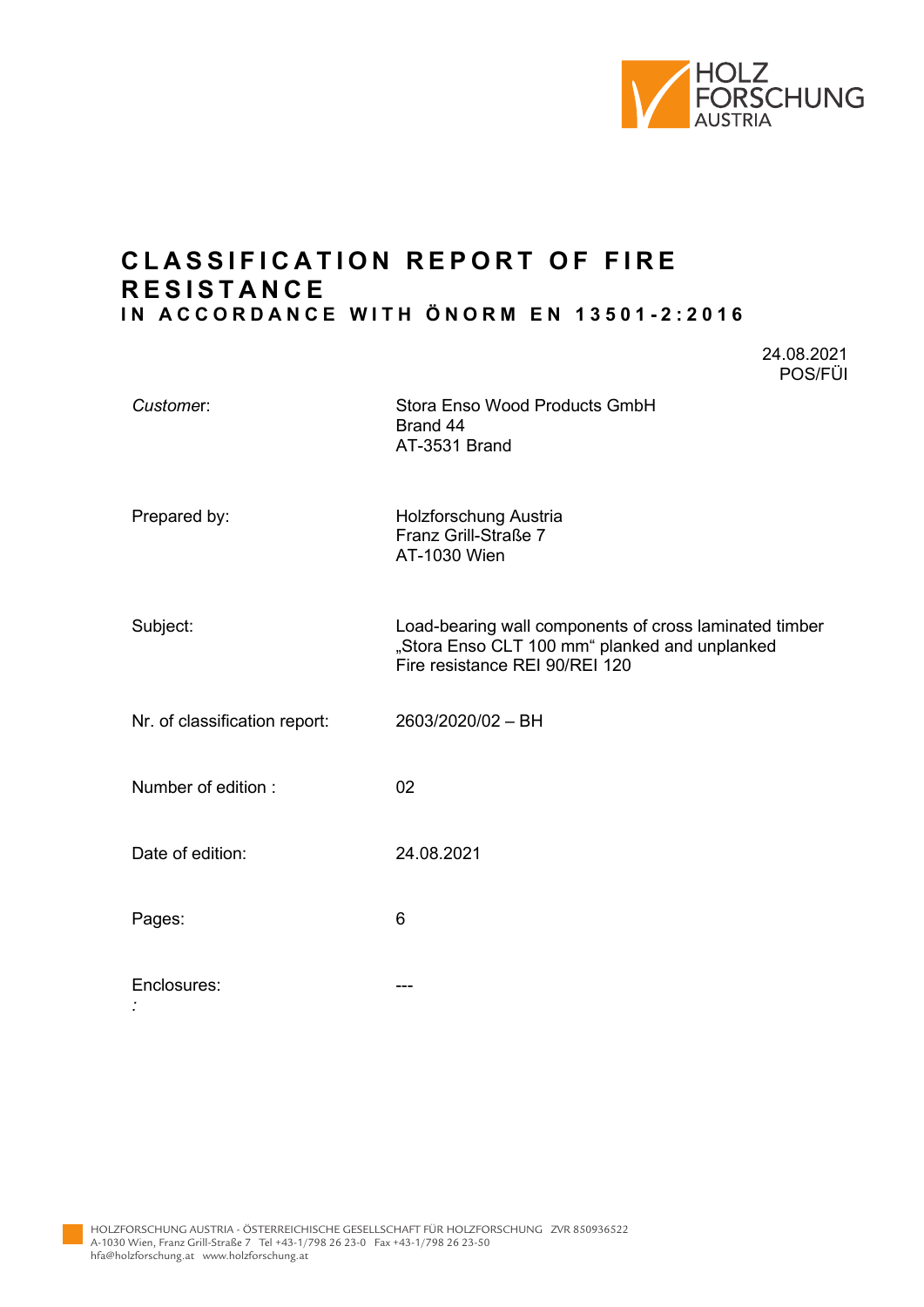# CLASSIFICATION REPORT OF FIRE RESISTANCE

## IN ACCORDANCE WITH ÖNORM EN 13501-2:2016

24.08.2021
POS/FÜI

| | |
|---|---|
| *Customer*: | Stora Enso Wood Products GmbH<br>Brand 44<br>AT-3531 Brand |
| Prepared by: | Holzforschung Austria<br>Franz Grill-Straße 7<br>AT-1030 Wien |
| Subject: | Load-bearing wall components of cross laminated timber „Stora Enso CLT 100 mm“ planked and unplanked<br>Fire resistance REI 90/REI 120 |
| Nr. of classification report: | 2603/2020/02 – BH |
| Number of edition : | 02 |
| Date of edition: | 24.08.2021 |
| Pages: | 6 |
| Enclosures: | --- |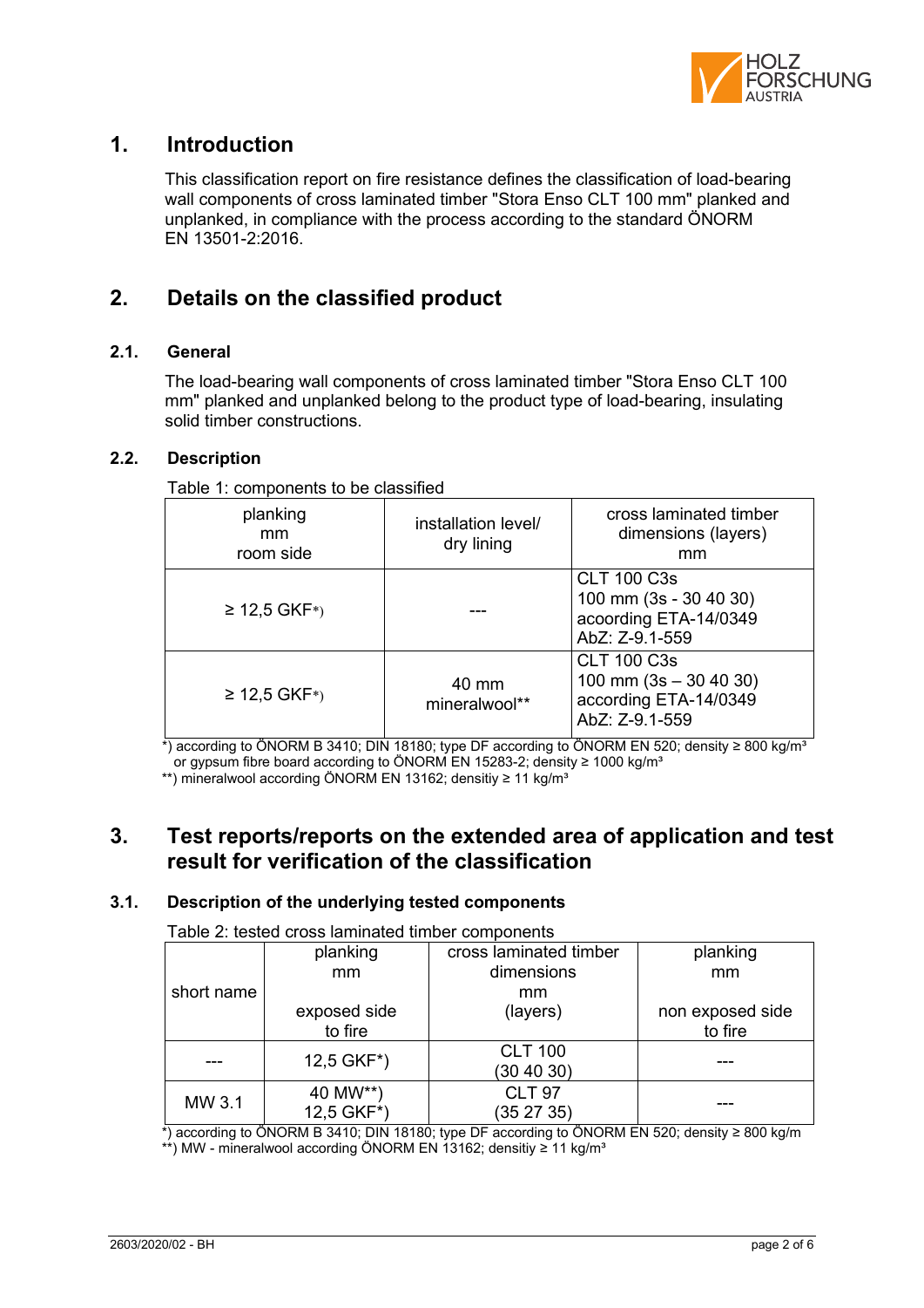# 1. Introduction

This classification report on fire resistance defines the classification of load-bearing wall components of cross laminated timber "Stora Enso CLT 100 mm" planked and unplanked, in compliance with the process according to the standard ÖNORM EN 13501-2:2016.

# 2. Details on the classified product

## 2.1. General

The load-bearing wall components of cross laminated timber "Stora Enso CLT 100 mm" planked and unplanked belong to the product type of load-bearing, insulating solid timber constructions.

## 2.2. Description

Table 1: components to be classified

| planking mm room side | installation level/ dry lining | cross laminated timber dimensions (layers) mm |
|---|---|---|
| ≥ 12,5 GKF*) | --- | CLT 100 C3s 100 mm (3s - 30 40 30) acoording ETA-14/0349 AbZ: Z-9.1-559 |
| ≥ 12,5 GKF*) | 40 mm mineralwool** | CLT 100 C3s 100 mm (3s – 30 40 30) according ETA-14/0349 AbZ: Z-9.1-559 |

*) according to ÖNORM B 3410; DIN 18180; type DF according to ÖNORM EN 520; density ≥ 800 kg/m³ or gypsum fibre board according to ÖNORM EN 15283-2; density ≥ 1000 kg/m³

**) mineralwool according ÖNORM EN 13162; densitiy ≥ 11 kg/m³

# 3. Test reports/reports on the extended area of application and test result for verification of the classification

## 3.1. Description of the underlying tested components

Table 2: tested cross laminated timber components

| short name | planking mm exposed side to fire | cross laminated timber dimensions mm (layers) | planking mm non exposed side to fire |
|---|---|---|---|
| --- | 12,5 GKF*) | CLT 100 (30 40 30) | --- |
| MW 3.1 | 40 MW**) 12,5 GKF*) | CLT 97 (35 27 35) | --- |

*) according to ÖNORM B 3410; DIN 18180; type DF according to ÖNORM EN 520; density ≥ 800 kg/m

**) MW - mineralwool according ÖNORM EN 13162; densitiy ≥ 11 kg/m³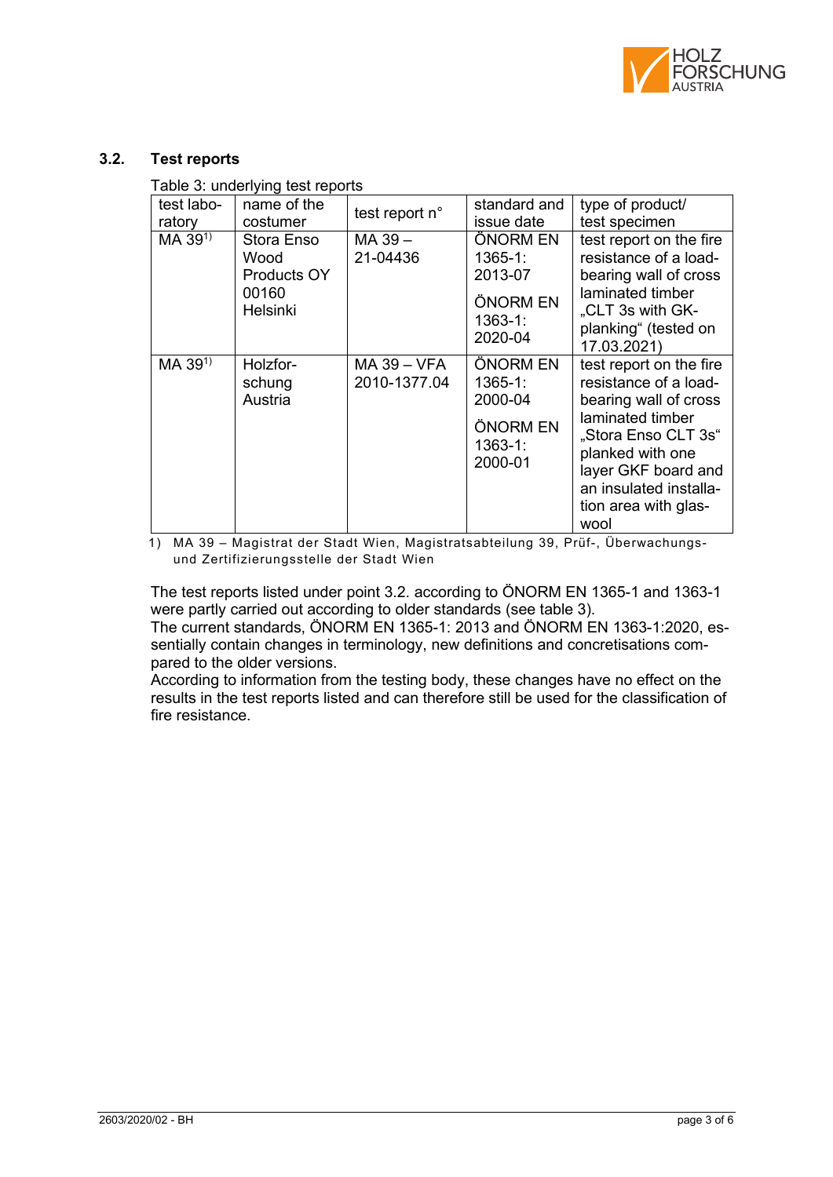## 3.2. Test reports

Table 3: underlying test reports

| test laboratory | name of the costumer | test report n° | standard and issue date | type of product/ test specimen |
|---|---|---|---|---|
| MA 39[1)] | Stora Enso Wood Products OY 00160 Helsinki | MA 39 – 21-04436 | ÖNORM EN 1365-1: 2013-07<br>ÖNORM EN 1363-1: 2020-04 | test report on the fire resistance of a load-bearing wall of cross laminated timber „CLT 3s with GK-planking“ (tested on 17.03.2021) |
| MA 39[1)] | Holzforschung Austria | MA 39 – VFA 2010-1377.04 | ÖNORM EN 1365-1: 2000-04<br>ÖNORM EN 1363-1: 2000-01 | test report on the fire resistance of a load-bearing wall of cross laminated timber „Stora Enso CLT 3s“ planked with one layer GKF board and an insulated installation area with glaswool |

1) MA 39 – Magistrat der Stadt Wien, Magistratsabteilung 39, Prüf-, Überwachungs- und Zertifizierungsstelle der Stadt Wien

The test reports listed under point 3.2. according to ÖNORM EN 1365-1 and 1363-1 were partly carried out according to older standards (see table 3).
The current standards, ÖNORM EN 1365-1: 2013 and ÖNORM EN 1363-1:2020, essentially contain changes in terminology, new definitions and concretisations compared to the older versions.
According to information from the testing body, these changes have no effect on the results in the test reports listed and can therefore still be used for the classification of fire resistance.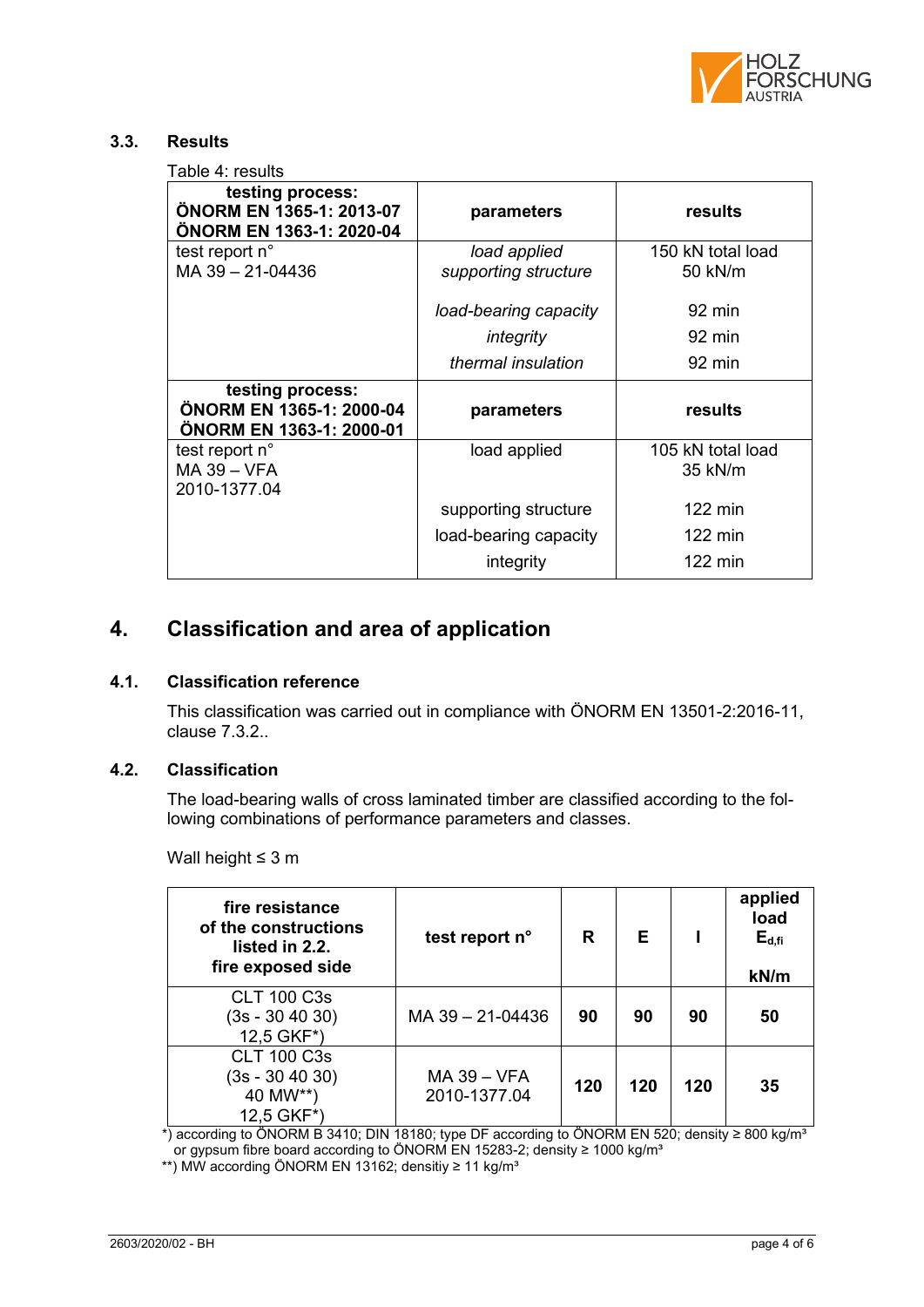### 3.3. Results

Table 4: results

| testing process: ÖNORM EN 1365-1: 2013-07 ÖNORM EN 1363-1: 2020-04 | parameters | results |
|---|---|---|
| test report n° MA 39 – 21-04436 | *load applied supporting structure* | 150 kN total load 50 kN/m |
| | *load-bearing capacity* | 92 min |
| | *integrity* | 92 min |
| | *thermal insulation* | 92 min |
| **testing process: ÖNORM EN 1365-1: 2000-04 ÖNORM EN 1363-1: 2000-01** | **parameters** | **results** |
| test report n° MA 39 – VFA 2010-1377.04 | load applied | 105 kN total load 35 kN/m |
| | supporting structure | 122 min |
| | load-bearing capacity | 122 min |
| | integrity | 122 min |

## 4. Classification and area of application

### 4.1. Classification reference

This classification was carried out in compliance with ÖNORM EN 13501-2:2016-11, clause 7.3.2..

### 4.2. Classification

The load-bearing walls of cross laminated timber are classified according to the following combinations of performance parameters and classes.

Wall height ≤ 3 m

| fire resistance of the constructions listed in 2.2. fire exposed side | test report n° | R | E | I | applied load $E_{d,fi}$ kN/m |
|---|---|---|---|---|---|
| CLT 100 C3s (3s - 30 40 30) 12,5 GKF*) | MA 39 – 21-04436 | **90** | **90** | **90** | **50** |
| CLT 100 C3s (3s - 30 40 30) 40 MW**) 12,5 GKF*) | MA 39 – VFA 2010-1377.04 | **120** | **120** | **120** | **35** |

*) according to ÖNORM B 3410; DIN 18180; type DF according to ÖNORM EN 520; density ≥ 800 kg/m³ or gypsum fibre board according to ÖNORM EN 15283-2; density ≥ 1000 kg/m³

**) MW according ÖNORM EN 13162; densitiy ≥ 11 kg/m³

2603/2020/02 - BH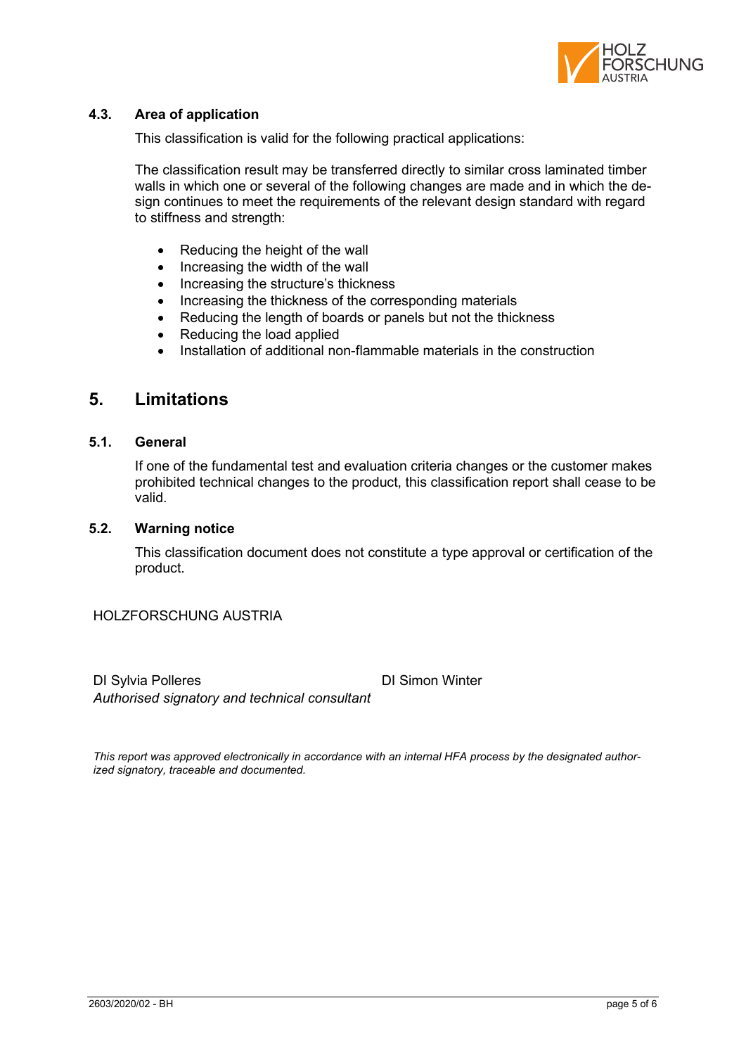### 4.3. Area of application

This classification is valid for the following practical applications:

The classification result may be transferred directly to similar cross laminated timber walls in which one or several of the following changes are made and in which the design continues to meet the requirements of the relevant design standard with regard to stiffness and strength:

- Reducing the height of the wall
- Increasing the width of the wall
- Increasing the structure's thickness
- Increasing the thickness of the corresponding materials
- Reducing the length of boards or panels but not the thickness
- Reducing the load applied
- Installation of additional non-flammable materials in the construction

## 5. Limitations

### 5.1. General

If one of the fundamental test and evaluation criteria changes or the customer makes prohibited technical changes to the product, this classification report shall cease to be valid.

### 5.2. Warning notice

This classification document does not constitute a type approval or certification of the product.

HOLZFORSCHUNG AUSTRIA

DI Sylvia Polleres
*Authorised signatory and technical consultant*

DI Simon Winter

*This report was approved electronically in accordance with an internal HFA process by the designated authorized signatory, traceable and documented.*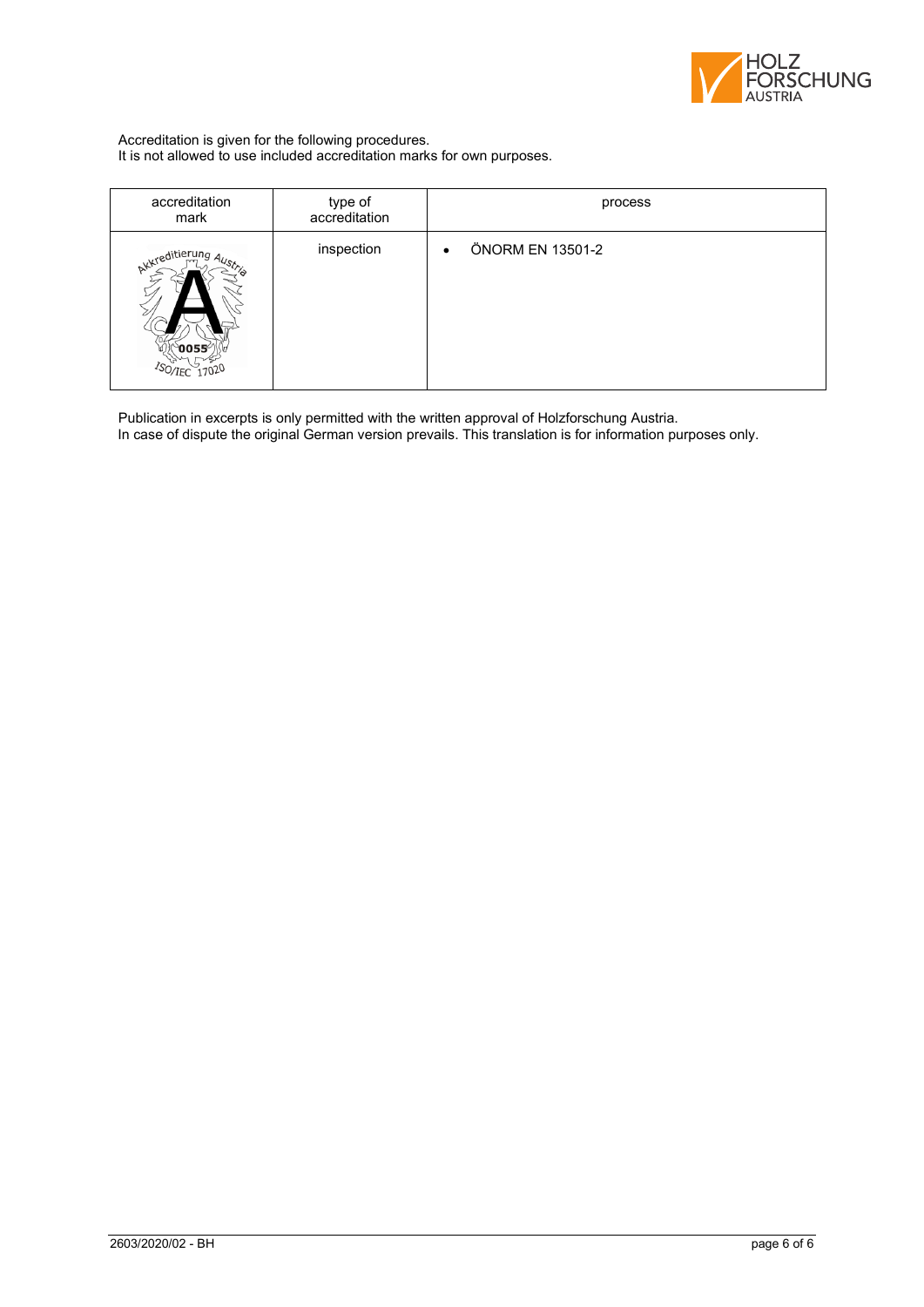Accreditation is given for the following procedures.
It is not allowed to use included accreditation marks for own purposes.

| accreditation mark | type of accreditation | process |
|---|---|---|
| Akkreditierung Austria 0055 ISO/IEC 17020 | inspection | • ÖNORM EN 13501-2 |

Publication in excerpts is only permitted with the written approval of Holzforschung Austria.
In case of dispute the original German version prevails. This translation is for information purposes only.